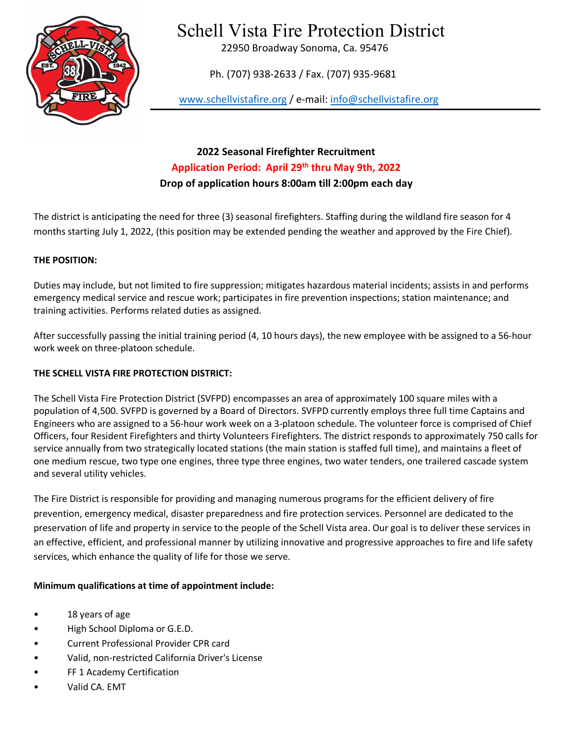# Schell Vista Fire Protection District

22950 Broadway Sonoma, Ca. 95476

Ph. (707) 938-2633 / Fax. (707) 935-9681

www.schellvistafire.org / e-mail: info@schellvistafire.org

## 2022 Seasonal Firefighter Recruitment

**Application Period: April 29th thru May 9th, 2022**

**Drop of application hours 8:00am till 2:00pm each day**

The district is anticipating the need for three (3) seasonal firefighters. Staffing during the wildland fire season for 4 months starting July 1, 2022, (this position may be extended pending the weather and approved by the Fire Chief).

**THE POSITION:**

Duties may include, but not limited to fire suppression; mitigates hazardous material incidents; assists in and performs emergency medical service and rescue work; participates in fire prevention inspections; station maintenance; and training activities. Performs related duties as assigned.

After successfully passing the initial training period (4, 10 hours days), the new employee with be assigned to a 56-hour work week on three-platoon schedule.

**THE SCHELL VISTA FIRE PROTECTION DISTRICT:**

The Schell Vista Fire Protection District (SVFPD) encompasses an area of approximately 100 square miles with a population of 4,500. SVFPD is governed by a Board of Directors. SVFPD currently employs three full time Captains and Engineers who are assigned to a 56-hour work week on a 3-platoon schedule. The volunteer force is comprised of Chief Officers, four Resident Firefighters and thirty Volunteers Firefighters. The district responds to approximately 750 calls for service annually from two strategically located stations (the main station is staffed full time), and maintains a fleet of one medium rescue, two type one engines, three type three engines, two water tenders, one trailered cascade system and several utility vehicles.

The Fire District is responsible for providing and managing numerous programs for the efficient delivery of fire prevention, emergency medical, disaster preparedness and fire protection services. Personnel are dedicated to the preservation of life and property in service to the people of the Schell Vista area. Our goal is to deliver these services in an effective, efficient, and professional manner by utilizing innovative and progressive approaches to fire and life safety services, which enhance the quality of life for those we serve.

**Minimum qualifications at time of appointment include:**

- 18 years of age
- High School Diploma or G.E.D.
- Current Professional Provider CPR card
- Valid, non-restricted California Driver's License
- FF 1 Academy Certification
- Valid CA. EMT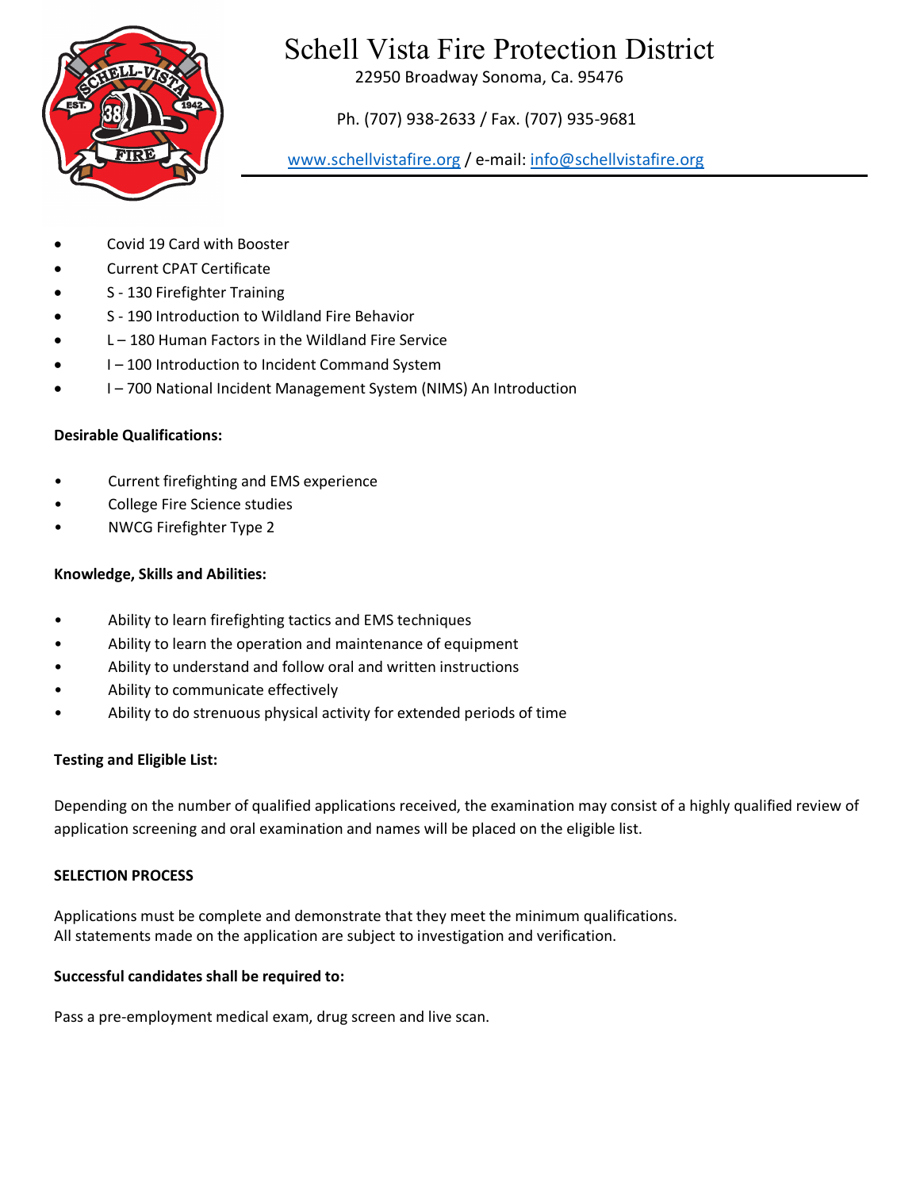# Schell Vista Fire Protection District

22950 Broadway Sonoma, Ca. 95476

Ph. (707) 938-2633 / Fax. (707) 935-9681

www.schellvistafire.org / e-mail: info@schellvistafire.org

- Covid 19 Card with Booster
- Current CPAT Certificate
- S - 130 Firefighter Training
- S - 190 Introduction to Wildland Fire Behavior
- L – 180 Human Factors in the Wildland Fire Service
- I – 100 Introduction to Incident Command System
- I – 700 National Incident Management System (NIMS) An Introduction

**Desirable Qualifications:**

- Current firefighting and EMS experience
- College Fire Science studies
- NWCG Firefighter Type 2

**Knowledge, Skills and Abilities:**

- Ability to learn firefighting tactics and EMS techniques
- Ability to learn the operation and maintenance of equipment
- Ability to understand and follow oral and written instructions
- Ability to communicate effectively
- Ability to do strenuous physical activity for extended periods of time

**Testing and Eligible List:**

Depending on the number of qualified applications received, the examination may consist of a highly qualified review of application screening and oral examination and names will be placed on the eligible list.

**SELECTION PROCESS**

Applications must be complete and demonstrate that they meet the minimum qualifications.
All statements made on the application are subject to investigation and verification.

**Successful candidates shall be required to:**

Pass a pre-employment medical exam, drug screen and live scan.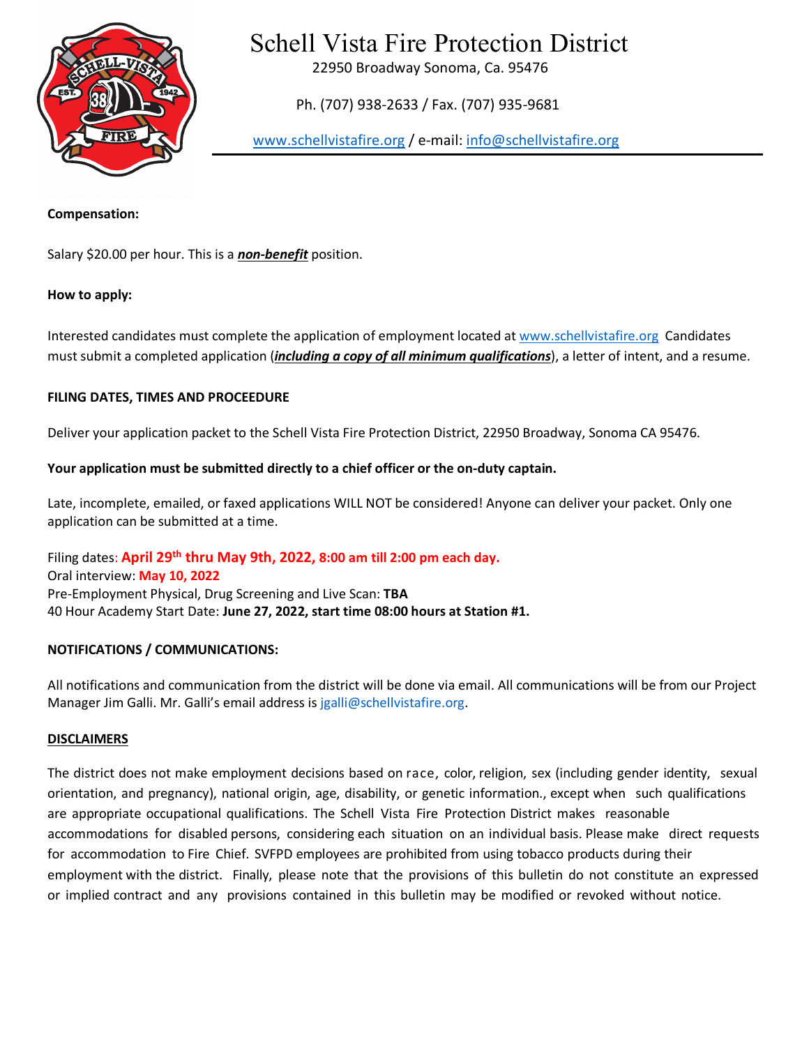# Schell Vista Fire Protection District

22950 Broadway Sonoma, Ca. 95476

Ph. (707) 938-2633 / Fax. (707) 935-9681

www.schellvistafire.org / e-mail: info@schellvistafire.org

**Compensation:**

Salary $20.00 per hour. This is a ***non-benefit*** position.

**How to apply:**

Interested candidates must complete the application of employment located at www.schellvistafire.org Candidates must submit a completed application (***including a copy of all minimum qualifications***), a letter of intent, and a resume.

**FILING DATES, TIMES AND PROCEEDURE**

Deliver your application packet to the Schell Vista Fire Protection District, 22950 Broadway, Sonoma CA 95476.

**Your application must be submitted directly to a chief officer or the on-duty captain.**

Late, incomplete, emailed, or faxed applications WILL NOT be considered! Anyone can deliver your packet. Only one application can be submitted at a time.

Filing dates: **April 29th thru May 9th, 2022, 8:00 am till 2:00 pm each day.**
Oral interview: **May 10, 2022**
Pre-Employment Physical, Drug Screening and Live Scan: **TBA**
40 Hour Academy Start Date: **June 27, 2022, start time 08:00 hours at Station #1.**

**NOTIFICATIONS / COMMUNICATIONS:**

All notifications and communication from the district will be done via email. All communications will be from our Project Manager Jim Galli. Mr. Galli's email address is jgalli@schellvistafire.org.

**DISCLAIMERS**

The district does not make employment decisions based on race, color, religion, sex (including gender identity, sexual orientation, and pregnancy), national origin, age, disability, or genetic information., except when such qualifications are appropriate occupational qualifications. The Schell Vista Fire Protection District makes reasonable accommodations for disabled persons, considering each situation on an individual basis. Please make direct requests for accommodation to Fire Chief. SVFPD employees are prohibited from using tobacco products during their employment with the district. Finally, please note that the provisions of this bulletin do not constitute an expressed or implied contract and any provisions contained in this bulletin may be modified or revoked without notice.